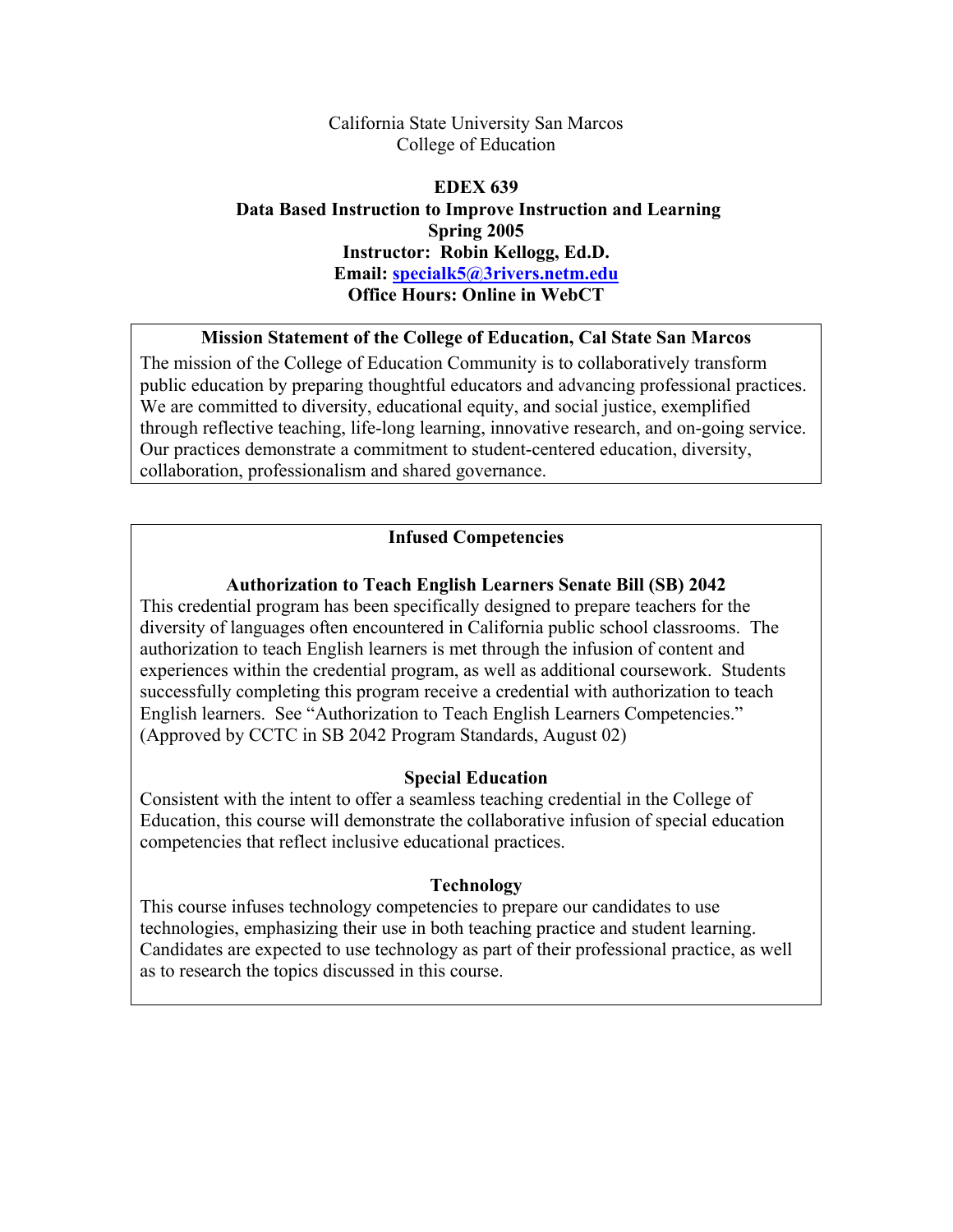California State University San Marcos
College of Education

**EDEX 639**
**Data Based Instruction to Improve Instruction and Learning**
**Spring 2005**
**Instructor: Robin Kellogg, Ed.D.**
**Email: [specialk5@3rivers.netm.edu](mailto:specialk5@3rivers.netm.edu)**
**Office Hours: Online in WebCT**

**Mission Statement of the College of Education, Cal State San Marcos**

The mission of the College of Education Community is to collaboratively transform public education by preparing thoughtful educators and advancing professional practices. We are committed to diversity, educational equity, and social justice, exemplified through reflective teaching, life-long learning, innovative research, and on-going service. Our practices demonstrate a commitment to student-centered education, diversity, collaboration, professionalism and shared governance.

**Infused Competencies**

**Authorization to Teach English Learners Senate Bill (SB) 2042**

This credential program has been specifically designed to prepare teachers for the diversity of languages often encountered in California public school classrooms. The authorization to teach English learners is met through the infusion of content and experiences within the credential program, as well as additional coursework. Students successfully completing this program receive a credential with authorization to teach English learners. See "Authorization to Teach English Learners Competencies." (Approved by CCTC in SB 2042 Program Standards, August 02)

**Special Education**

Consistent with the intent to offer a seamless teaching credential in the College of Education, this course will demonstrate the collaborative infusion of special education competencies that reflect inclusive educational practices.

**Technology**

This course infuses technology competencies to prepare our candidates to use technologies, emphasizing their use in both teaching practice and student learning. Candidates are expected to use technology as part of their professional practice, as well as to research the topics discussed in this course.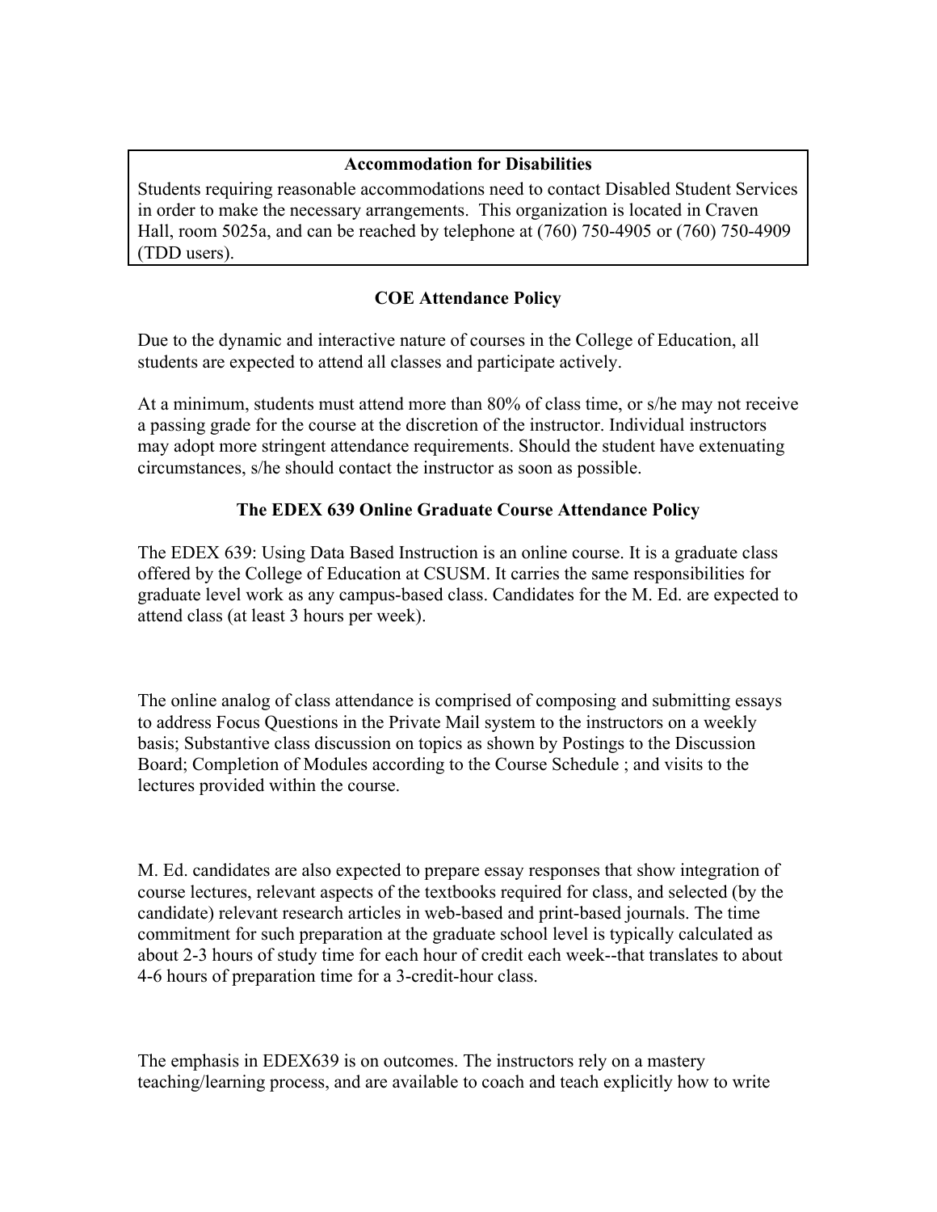**Accommodation for Disabilities**

Students requiring reasonable accommodations need to contact Disabled Student Services in order to make the necessary arrangements. This organization is located in Craven Hall, room 5025a, and can be reached by telephone at (760) 750-4905 or (760) 750-4909 (TDD users).

**COE Attendance Policy**

Due to the dynamic and interactive nature of courses in the College of Education, all students are expected to attend all classes and participate actively.

At a minimum, students must attend more than 80% of class time, or s/he may not receive a passing grade for the course at the discretion of the instructor. Individual instructors may adopt more stringent attendance requirements. Should the student have extenuating circumstances, s/he should contact the instructor as soon as possible.

**The EDEX 639 Online Graduate Course Attendance Policy**

The EDEX 639: Using Data Based Instruction is an online course. It is a graduate class offered by the College of Education at CSUSM. It carries the same responsibilities for graduate level work as any campus-based class. Candidates for the M. Ed. are expected to attend class (at least 3 hours per week).

The online analog of class attendance is comprised of composing and submitting essays to address Focus Questions in the Private Mail system to the instructors on a weekly basis; Substantive class discussion on topics as shown by Postings to the Discussion Board; Completion of Modules according to the Course Schedule ; and visits to the lectures provided within the course.

M. Ed. candidates are also expected to prepare essay responses that show integration of course lectures, relevant aspects of the textbooks required for class, and selected (by the candidate) relevant research articles in web-based and print-based journals. The time commitment for such preparation at the graduate school level is typically calculated as about 2-3 hours of study time for each hour of credit each week--that translates to about 4-6 hours of preparation time for a 3-credit-hour class.

The emphasis in EDEX639 is on outcomes. The instructors rely on a mastery teaching/learning process, and are available to coach and teach explicitly how to write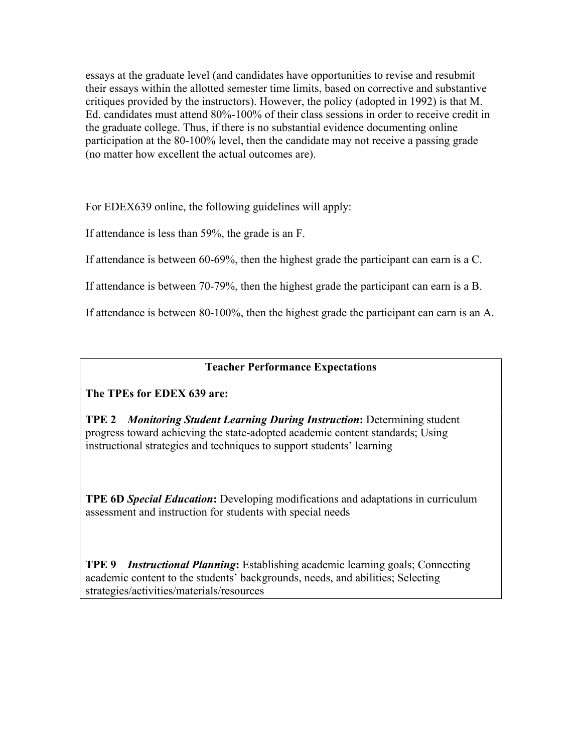essays at the graduate level (and candidates have opportunities to revise and resubmit their essays within the allotted semester time limits, based on corrective and substantive critiques provided by the instructors). However, the policy (adopted in 1992) is that M. Ed. candidates must attend 80%-100% of their class sessions in order to receive credit in the graduate college. Thus, if there is no substantial evidence documenting online participation at the 80-100% level, then the candidate may not receive a passing grade (no matter how excellent the actual outcomes are).

For EDEX639 online, the following guidelines will apply:

If attendance is less than 59%, the grade is an F.

If attendance is between 60-69%, then the highest grade the participant can earn is a C.

If attendance is between 70-79%, then the highest grade the participant can earn is a B.

If attendance is between 80-100%, then the highest grade the participant can earn is an A.

**Teacher Performance Expectations**

**The TPEs for EDEX 639 are:**

**TPE 2** ***Monitoring Student Learning During Instruction*****:** Determining student progress toward achieving the state-adopted academic content standards; Using instructional strategies and techniques to support students' learning

**TPE 6D** ***Special Education*****:** Developing modifications and adaptations in curriculum assessment and instruction for students with special needs

**TPE 9** ***Instructional Planning*****:** Establishing academic learning goals; Connecting academic content to the students' backgrounds, needs, and abilities; Selecting strategies/activities/materials/resources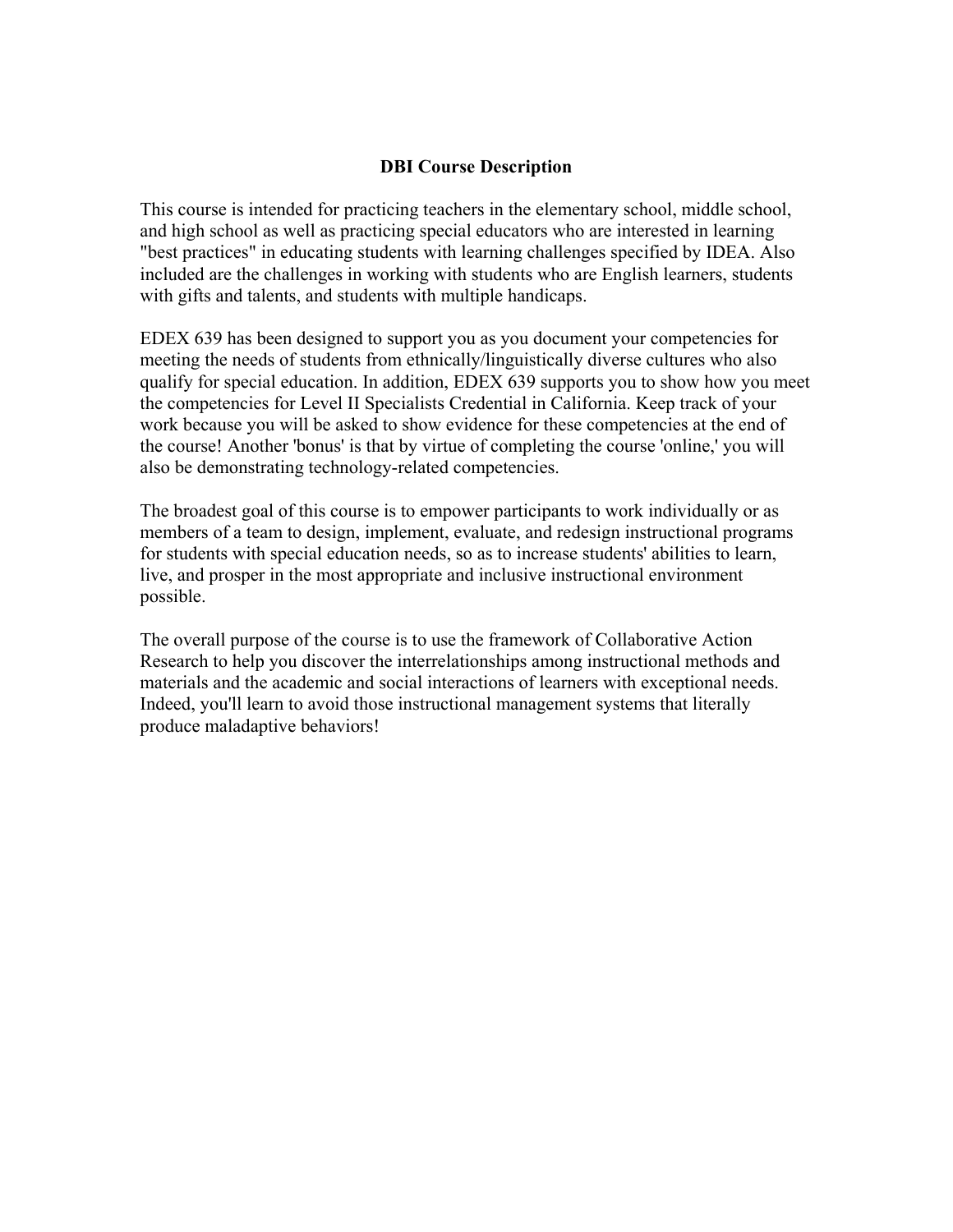# DBI Course Description

This course is intended for practicing teachers in the elementary school, middle school, and high school as well as practicing special educators who are interested in learning "best practices" in educating students with learning challenges specified by IDEA. Also included are the challenges in working with students who are English learners, students with gifts and talents, and students with multiple handicaps.

EDEX 639 has been designed to support you as you document your competencies for meeting the needs of students from ethnically/linguistically diverse cultures who also qualify for special education. In addition, EDEX 639 supports you to show how you meet the competencies for Level II Specialists Credential in California. Keep track of your work because you will be asked to show evidence for these competencies at the end of the course! Another 'bonus' is that by virtue of completing the course 'online,' you will also be demonstrating technology-related competencies.

The broadest goal of this course is to empower participants to work individually or as members of a team to design, implement, evaluate, and redesign instructional programs for students with special education needs, so as to increase students' abilities to learn, live, and prosper in the most appropriate and inclusive instructional environment possible.

The overall purpose of the course is to use the framework of Collaborative Action Research to help you discover the interrelationships among instructional methods and materials and the academic and social interactions of learners with exceptional needs. Indeed, you'll learn to avoid those instructional management systems that literally produce maladaptive behaviors!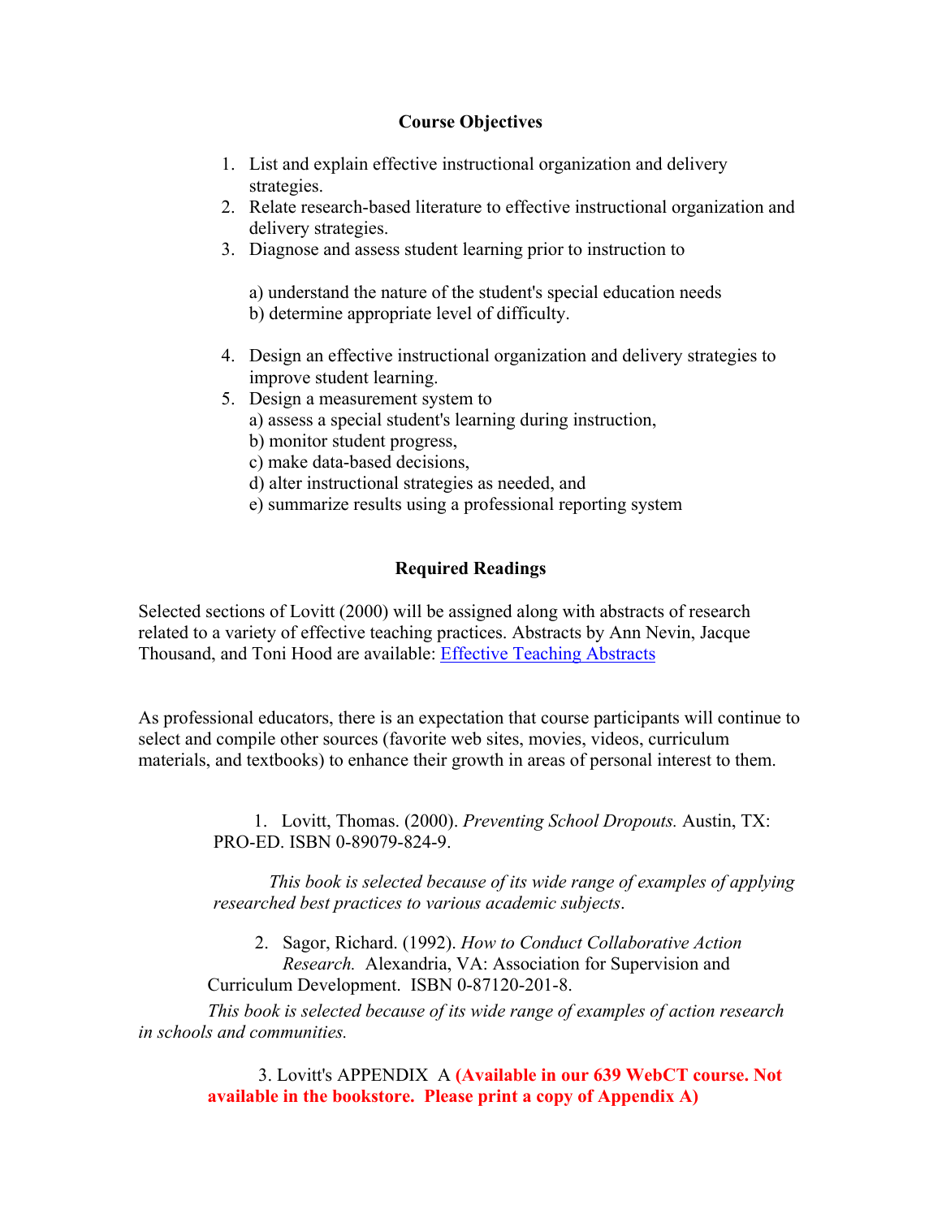## Course Objectives

1. List and explain effective instructional organization and delivery strategies.
2. Relate research-based literature to effective instructional organization and delivery strategies.
3. Diagnose and assess student learning prior to instruction to

   a) understand the nature of the student's special education needs
   b) determine appropriate level of difficulty.

4. Design an effective instructional organization and delivery strategies to improve student learning.
5. Design a measurement system to
   a) assess a special student's learning during instruction,
   b) monitor student progress,
   c) make data-based decisions,
   d) alter instructional strategies as needed, and
   e) summarize results using a professional reporting system

## Required Readings

Selected sections of Lovitt (2000) will be assigned along with abstracts of research related to a variety of effective teaching practices. Abstracts by Ann Nevin, Jacque Thousand, and Toni Hood are available: Effective Teaching Abstracts

As professional educators, there is an expectation that course participants will continue to select and compile other sources (favorite web sites, movies, videos, curriculum materials, and textbooks) to enhance their growth in areas of personal interest to them.

1. Lovitt, Thomas. (2000). *Preventing School Dropouts.* Austin, TX: PRO-ED. ISBN 0-89079-824-9.

   *This book is selected because of its wide range of examples of applying researched best practices to various academic subjects*.

2. Sagor, Richard. (1992). *How to Conduct Collaborative Action Research.* Alexandria, VA: Association for Supervision and Curriculum Development. ISBN 0-87120-201-8.

   *This book is selected because of its wide range of examples of action research in schools and communities.*

3. Lovitt's APPENDIX A **(Available in our 639 WebCT course. Not available in the bookstore. Please print a copy of Appendix A)**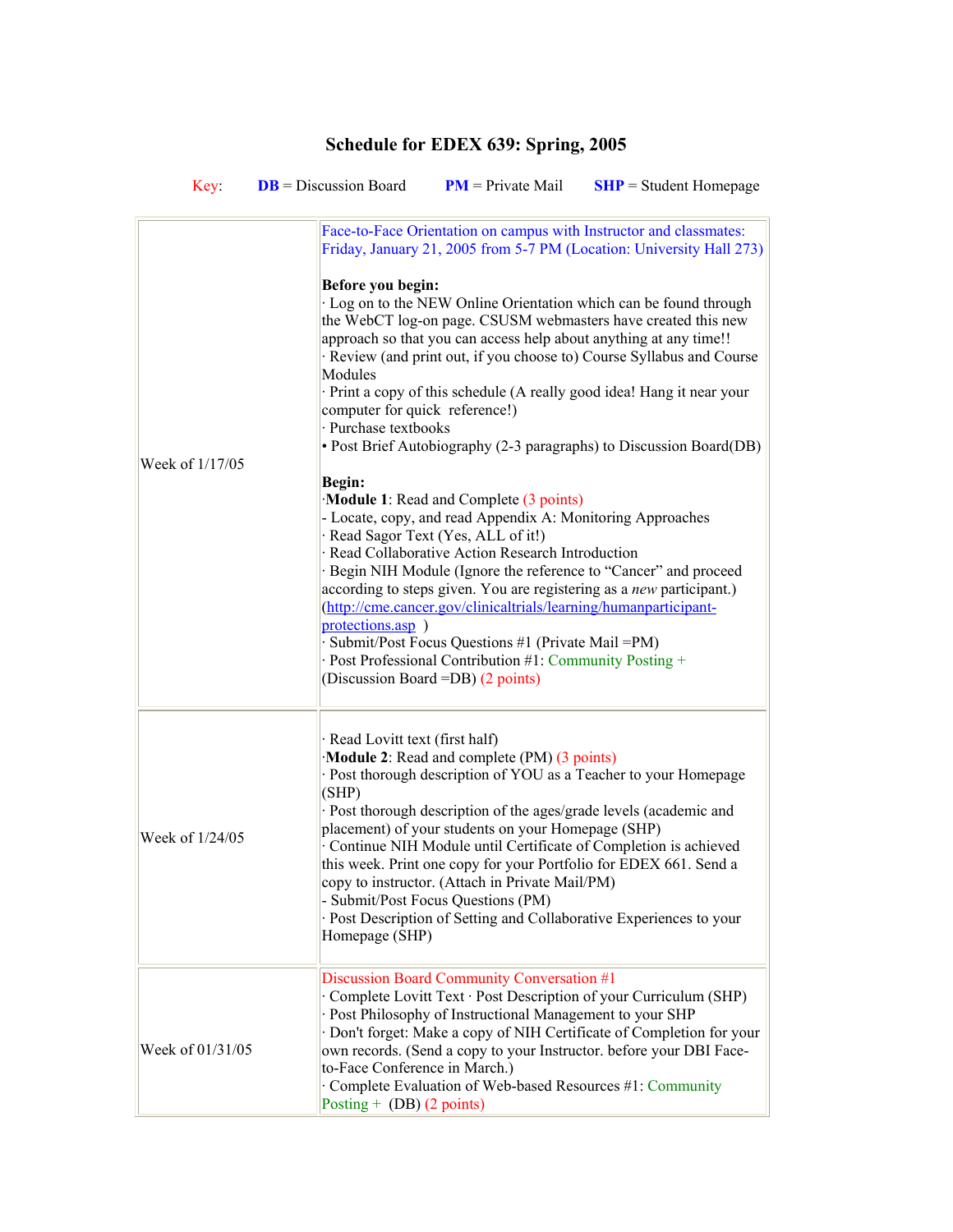## Schedule for EDEX 639: Spring, 2005

Key: **DB** = Discussion Board **PM** = Private Mail **SHP** = Student Homepage

| | |
|---|---|
| Week of 1/17/05 | Face-to-Face Orientation on campus with Instructor and classmates: Friday, January 21, 2005 from 5-7 PM (Location: University Hall 273)<br><br>**Before you begin:**<br>· Log on to the NEW Online Orientation which can be found through the WebCT log-on page. CSUSM webmasters have created this new approach so that you can access help about anything at any time!!<br>· Review (and print out, if you choose to) Course Syllabus and Course Modules<br>· Print a copy of this schedule (A really good idea! Hang it near your computer for quick reference!)<br>· Purchase textbooks<br>• Post Brief Autobiography (2-3 paragraphs) to Discussion Board(DB)<br><br>**Begin:**<br>·**Module 1**: Read and Complete (3 points)<br>- Locate, copy, and read Appendix A: Monitoring Approaches<br>· Read Sagor Text (Yes, ALL of it!)<br>· Read Collaborative Action Research Introduction<br>· Begin NIH Module (Ignore the reference to "Cancer" and proceed according to steps given. You are registering as a *new* participant.) (http://cme.cancer.gov/clinicaltrials/learning/humanparticipant-protections.asp )<br>· Submit/Post Focus Questions #1 (Private Mail =PM)<br>· Post Professional Contribution #1: Community Posting + (Discussion Board =DB) (2 points) |
| Week of 1/24/05 | · Read Lovitt text (first half)<br>·**Module 2**: Read and complete (PM) (3 points)<br>· Post thorough description of YOU as a Teacher to your Homepage (SHP)<br>· Post thorough description of the ages/grade levels (academic and placement) of your students on your Homepage (SHP)<br>· Continue NIH Module until Certificate of Completion is achieved this week. Print one copy for your Portfolio for EDEX 661. Send a copy to instructor. (Attach in Private Mail/PM)<br>- Submit/Post Focus Questions (PM)<br>· Post Description of Setting and Collaborative Experiences to your Homepage (SHP) |
| Week of 01/31/05 | Discussion Board Community Conversation #1<br>· Complete Lovitt Text · Post Description of your Curriculum (SHP)<br>· Post Philosophy of Instructional Management to your SHP<br>· Don't forget: Make a copy of NIH Certificate of Completion for your own records. (Send a copy to your Instructor. before your DBI Face-to-Face Conference in March.)<br>· Complete Evaluation of Web-based Resources #1: Community Posting + (DB) (2 points) |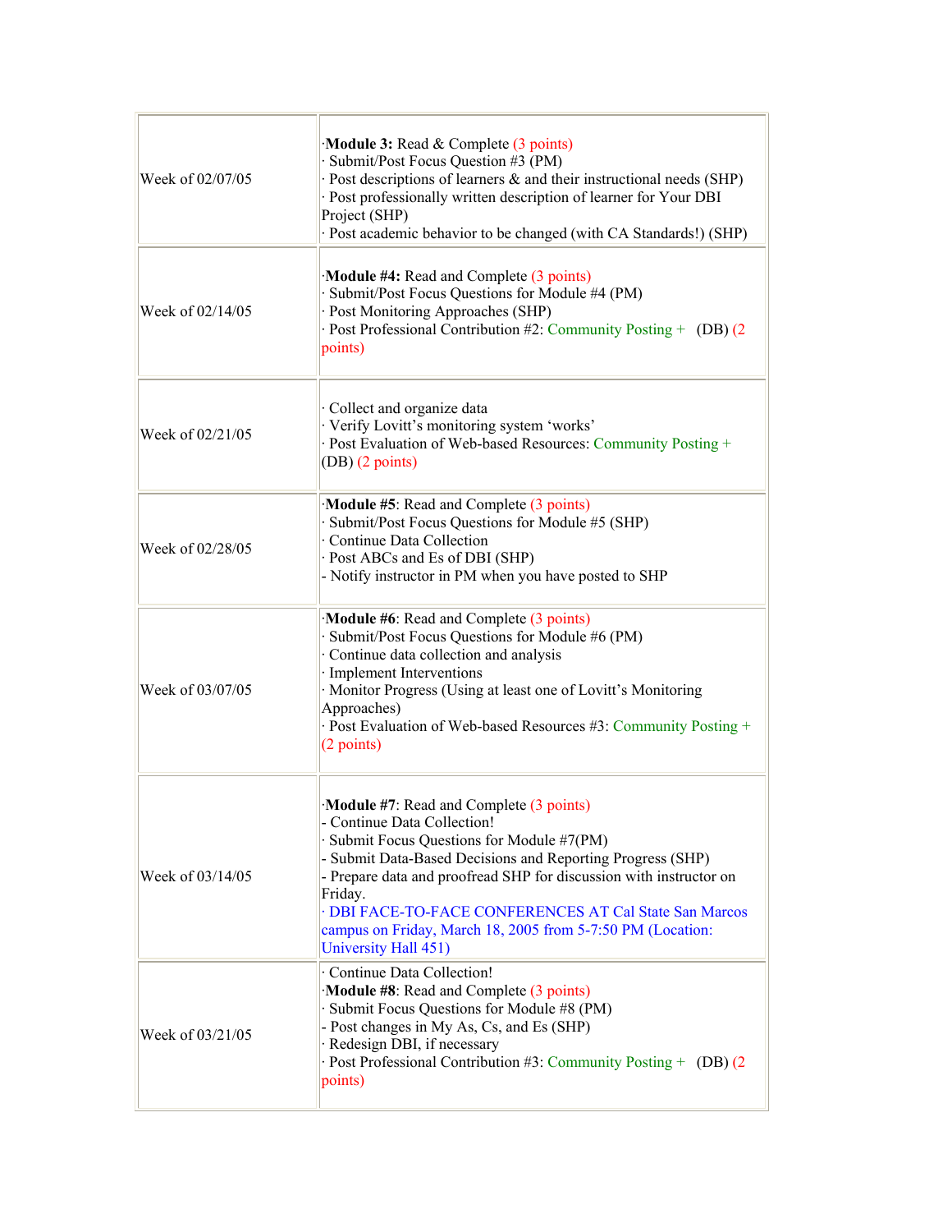| | |
|---|---|
| Week of 02/07/05 | ·**Module 3:** Read & Complete (3 points)<br>· Submit/Post Focus Question #3 (PM)<br>· Post descriptions of learners & and their instructional needs (SHP)<br>· Post professionally written description of learner for Your DBI Project (SHP)<br>· Post academic behavior to be changed (with CA Standards!) (SHP) |
| Week of 02/14/05 | ·**Module #4:** Read and Complete (3 points)<br>· Submit/Post Focus Questions for Module #4 (PM)<br>· Post Monitoring Approaches (SHP)<br>· Post Professional Contribution #2: Community Posting + (DB) (2 points) |
| Week of 02/21/05 | · Collect and organize data<br>· Verify Lovitt's monitoring system 'works'<br>· Post Evaluation of Web-based Resources: Community Posting + (DB) (2 points) |
| Week of 02/28/05 | ·**Module #5**: Read and Complete (3 points)<br>· Submit/Post Focus Questions for Module #5 (SHP)<br>· Continue Data Collection<br>· Post ABCs and Es of DBI (SHP)<br>- Notify instructor in PM when you have posted to SHP |
| Week of 03/07/05 | ·**Module #6**: Read and Complete (3 points)<br>· Submit/Post Focus Questions for Module #6 (PM)<br>· Continue data collection and analysis<br>· Implement Interventions<br>· Monitor Progress (Using at least one of Lovitt's Monitoring Approaches)<br>· Post Evaluation of Web-based Resources #3: Community Posting + (2 points) |
| Week of 03/14/05 | ·**Module #7**: Read and Complete (3 points)<br>- Continue Data Collection!<br>· Submit Focus Questions for Module #7(PM)<br>- Submit Data-Based Decisions and Reporting Progress (SHP)<br>- Prepare data and proofread SHP for discussion with instructor on Friday.<br>· DBI FACE-TO-FACE CONFERENCES AT Cal State San Marcos campus on Friday, March 18, 2005 from 5-7:50 PM (Location: University Hall 451) |
| Week of 03/21/05 | · Continue Data Collection!<br>·**Module #8**: Read and Complete (3 points)<br>· Submit Focus Questions for Module #8 (PM)<br>- Post changes in My As, Cs, and Es (SHP)<br>· Redesign DBI, if necessary<br>· Post Professional Contribution #3: Community Posting + (DB) (2 points) |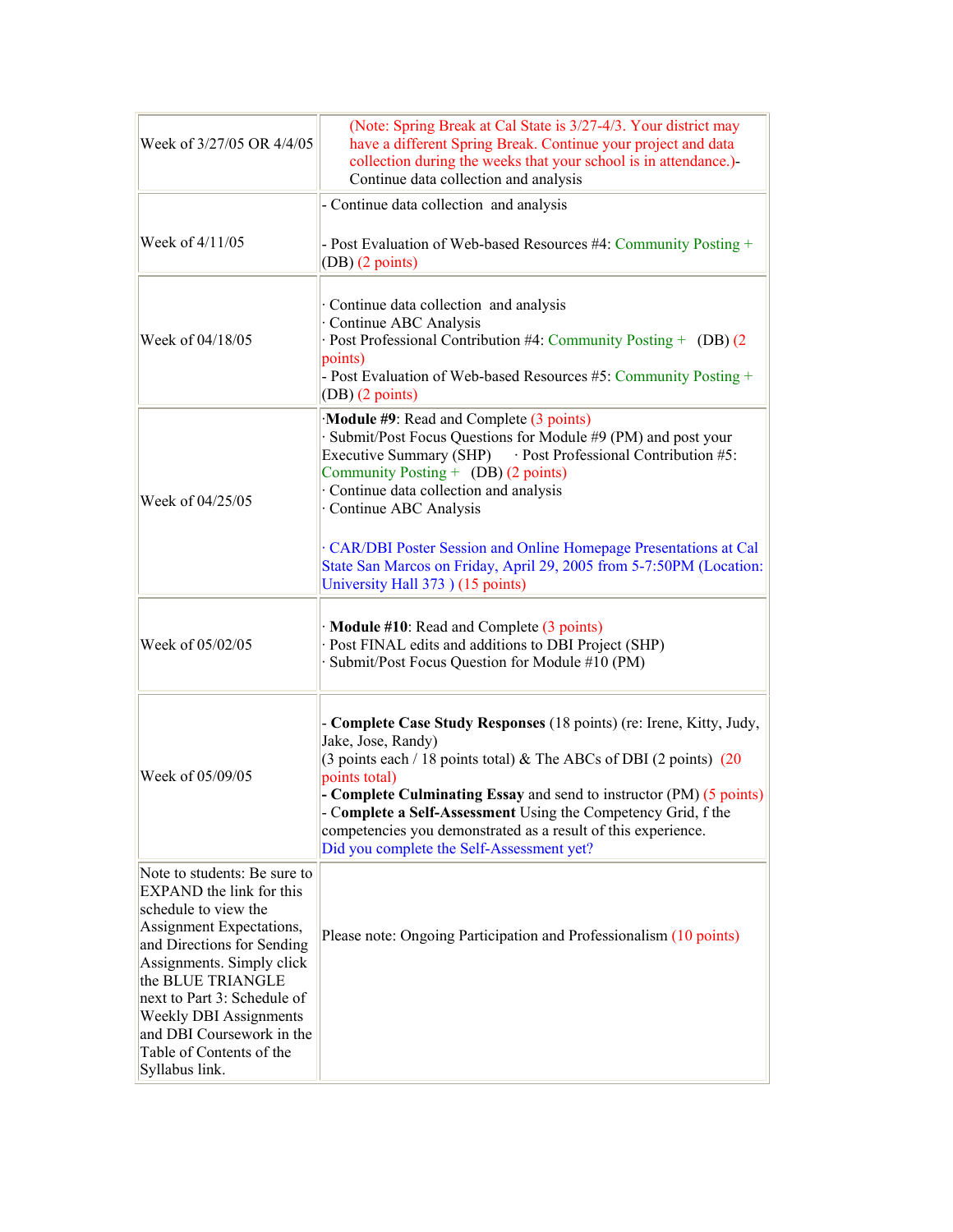| | |
|---|---|
| Week of 3/27/05 OR 4/4/05 | (Note: Spring Break at Cal State is 3/27-4/3. Your district may have a different Spring Break. Continue your project and data collection during the weeks that your school is in attendance.)- Continue data collection and analysis |
| Week of 4/11/05 | - Continue data collection and analysis<br><br>- Post Evaluation of Web-based Resources #4: Community Posting + (DB) (2 points) |
| Week of 04/18/05 | · Continue data collection and analysis<br>· Continue ABC Analysis<br>· Post Professional Contribution #4: Community Posting + (DB) (2 points)<br>- Post Evaluation of Web-based Resources #5: Community Posting + (DB) (2 points) |
| Week of 04/25/05 | ·**Module #9**: Read and Complete (3 points)<br>· Submit/Post Focus Questions for Module #9 (PM) and post your Executive Summary (SHP) · Post Professional Contribution #5: Community Posting + (DB) (2 points)<br>· Continue data collection and analysis<br>· Continue ABC Analysis<br><br>· CAR/DBI Poster Session and Online Homepage Presentations at Cal State San Marcos on Friday, April 29, 2005 from 5-7:50PM (Location: University Hall 373 ) (15 points) |
| Week of 05/02/05 | · **Module #10**: Read and Complete (3 points)<br>· Post FINAL edits and additions to DBI Project (SHP)<br>· Submit/Post Focus Question for Module #10 (PM) |
| Week of 05/09/05 | - **Complete Case Study Responses** (18 points) (re: Irene, Kitty, Judy, Jake, Jose, Randy)<br>(3 points each / 18 points total) & The ABCs of DBI (2 points) (20 points total)<br>**- Complete Culminating Essay** and send to instructor (PM) (5 points)<br>- **Complete a Self-Assessment** Using the Competency Grid, f the competencies you demonstrated as a result of this experience.<br>Did you complete the Self-Assessment yet? |
| Note to students: Be sure to EXPAND the link for this schedule to view the Assignment Expectations, and Directions for Sending Assignments. Simply click the BLUE TRIANGLE next to Part 3: Schedule of Weekly DBI Assignments and DBI Coursework in the Table of Contents of the Syllabus link. | Please note: Ongoing Participation and Professionalism (10 points) |